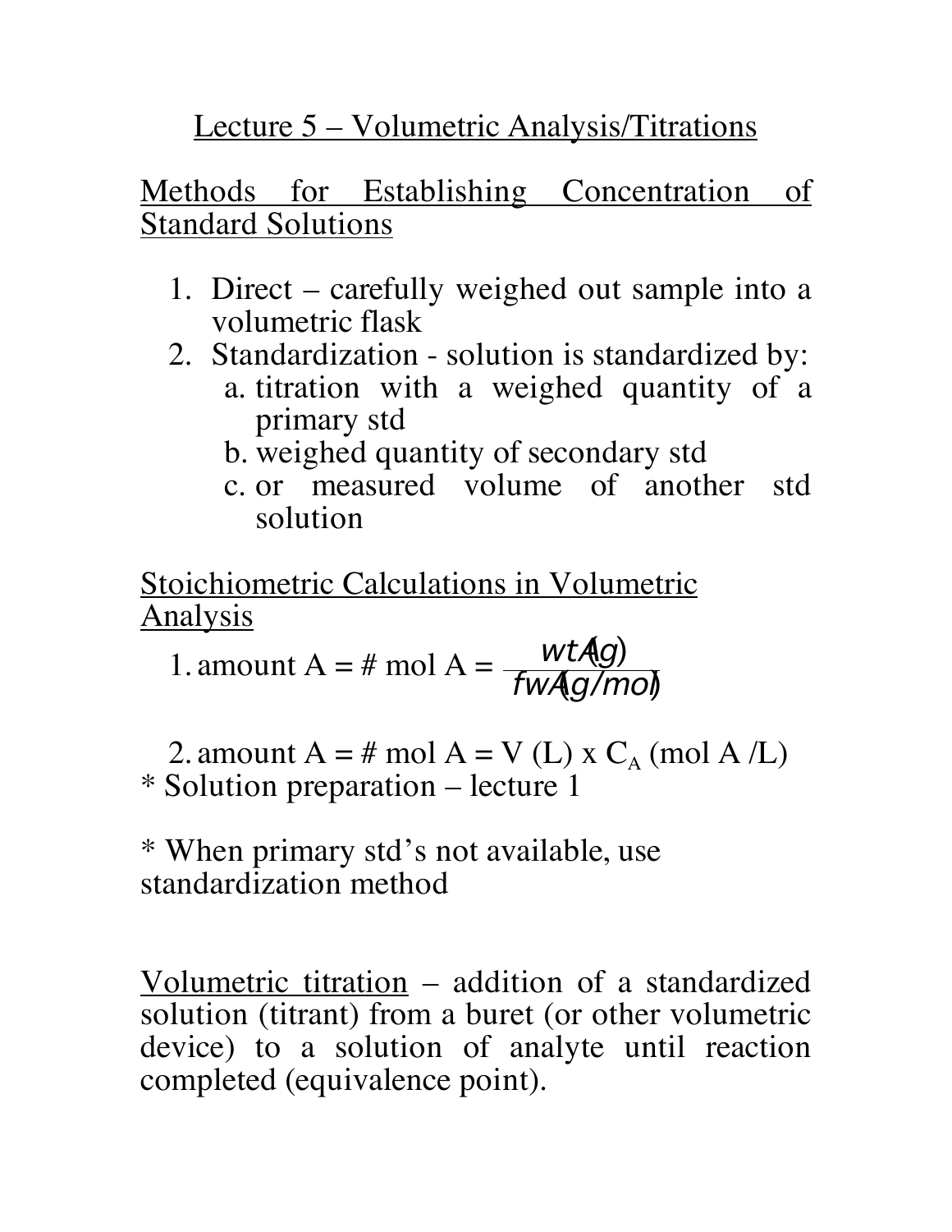# Lecture 5 – Volumetric Analysis/Titrations

## Methods for Establishing Concentration of Standard Solutions

1. Direct – carefully weighed out sample into a volumetric flask
2. Standardization - solution is standardized by:
   a. titration with a weighed quantity of a primary std
   b. weighed quantity of secondary std
   c. or measured volume of another std solution

## Stoichiometric Calculations in Volumetric Analysis

1. amount A = # mol A = $\dfrac{wtA(g)}{fwA(g/mol)}$

2. amount A = # mol A = V (L) x $C_A$ (mol A /L)

* Solution preparation – lecture 1

* When primary std's not available, use standardization method

Volumetric titration – addition of a standardized solution (titrant) from a buret (or other volumetric device) to a solution of analyte until reaction completed (equivalence point).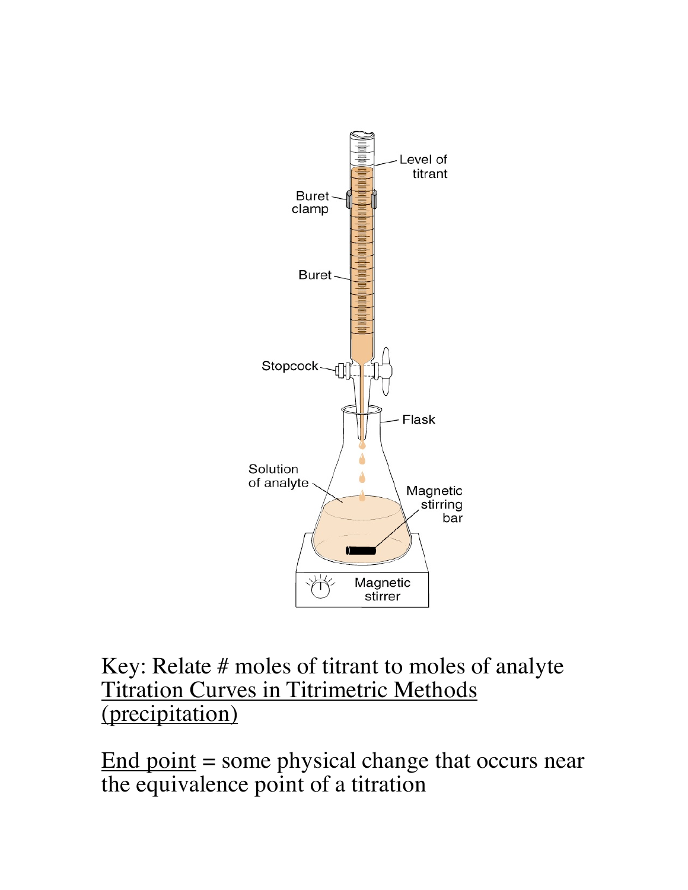Key: Relate # moles of titrant to moles of analyte

<u>Titration Curves in Titrimetric Methods (precipitation)</u>

<u>End point</u> = some physical change that occurs near the equivalence point of a titration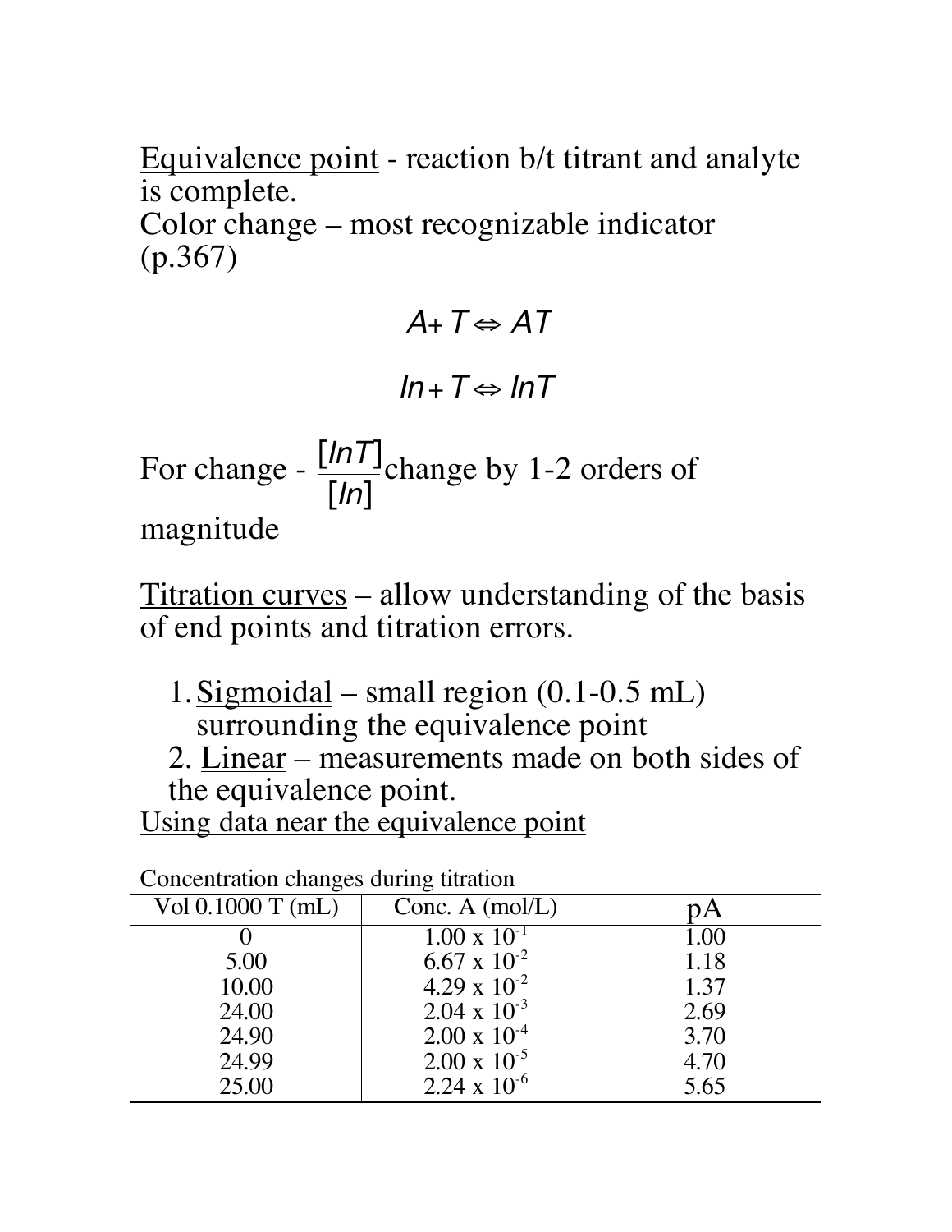Equivalence point - reaction b/t titrant and analyte is complete.
Color change – most recognizable indicator (p.367)

$$A + T \Leftrightarrow AT$$

$$In + T \Leftrightarrow InT$$

For change - $\frac{[InT]}{[In]}$ change by 1-2 orders of magnitude

Titration curves – allow understanding of the basis of end points and titration errors.

1. Sigmoidal – small region (0.1-0.5 mL) surrounding the equivalence point
2. Linear – measurements made on both sides of the equivalence point.

Using data near the equivalence point

Concentration changes during titration

| Vol 0.1000 T (mL) | Conc. A (mol/L) | pA |
|---|---|---|
| 0 | $1.00 \times 10^{-1}$ | 1.00 |
| 5.00 | $6.67 \times 10^{-2}$ | 1.18 |
| 10.00 | $4.29 \times 10^{-2}$ | 1.37 |
| 24.00 | $2.04 \times 10^{-3}$ | 2.69 |
| 24.90 | $2.00 \times 10^{-4}$ | 3.70 |
| 24.99 | $2.00 \times 10^{-5}$ | 4.70 |
| 25.00 | $2.24 \times 10^{-6}$ | 5.65 |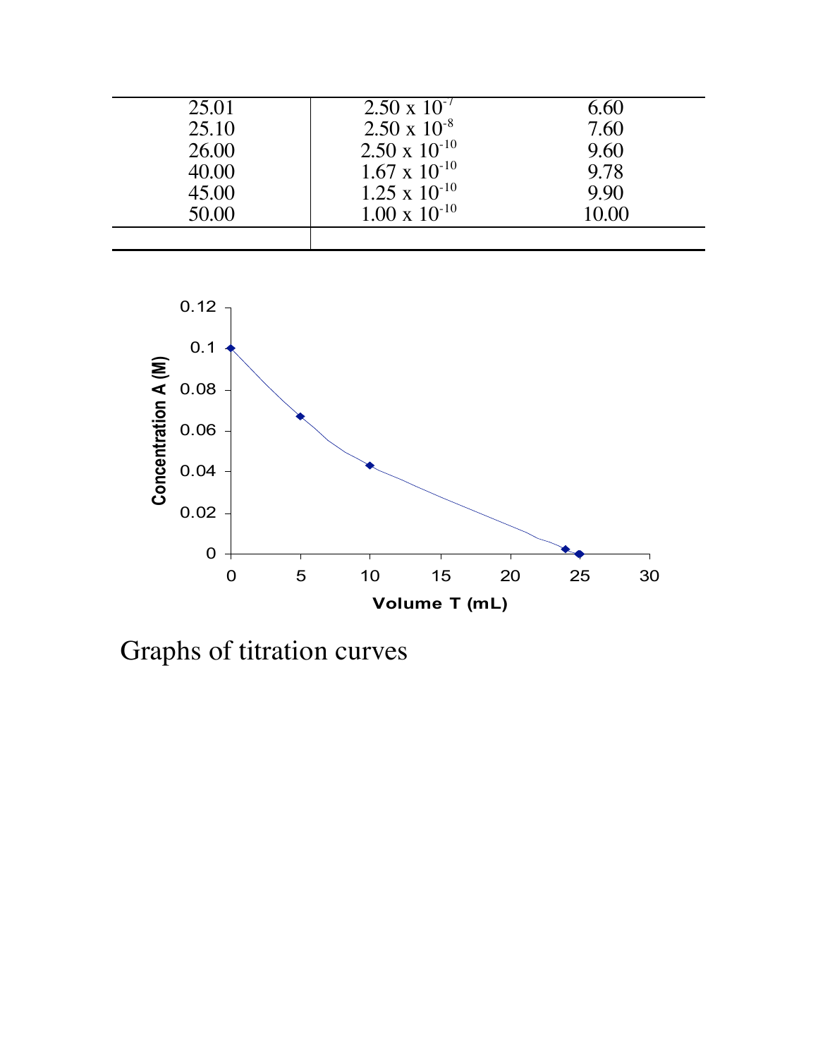| | | |
|---|---|---|
| 25.01 | $2.50 \times 10^{-7}$ | 6.60 |
| 25.10 | $2.50 \times 10^{-8}$ | 7.60 |
| 26.00 | $2.50 \times 10^{-10}$ | 9.60 |
| 40.00 | $1.67 \times 10^{-10}$ | 9.78 |
| 45.00 | $1.25 \times 10^{-10}$ | 9.90 |
| 50.00 | $1.00 \times 10^{-10}$ | 10.00 |

Graphs of titration curves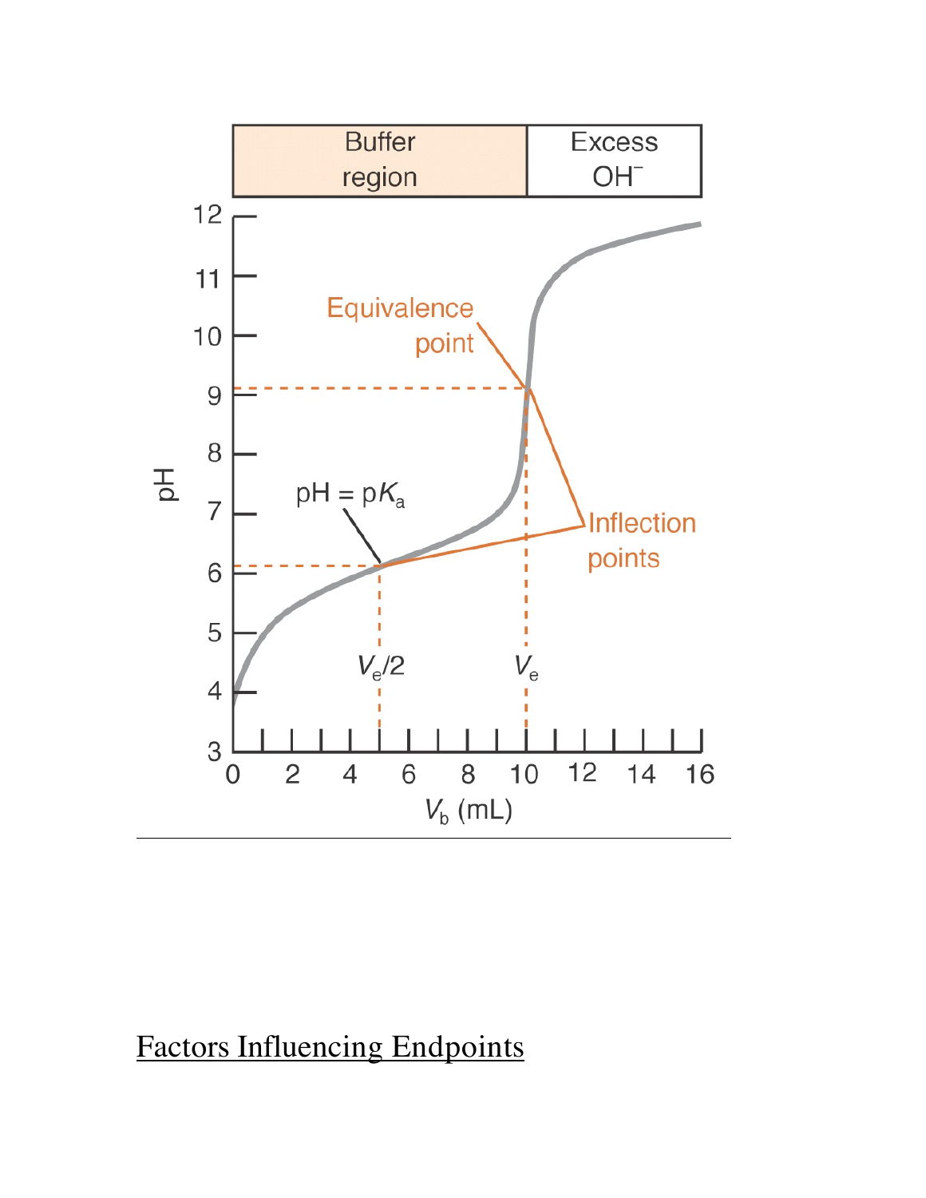## Factors Influencing Endpoints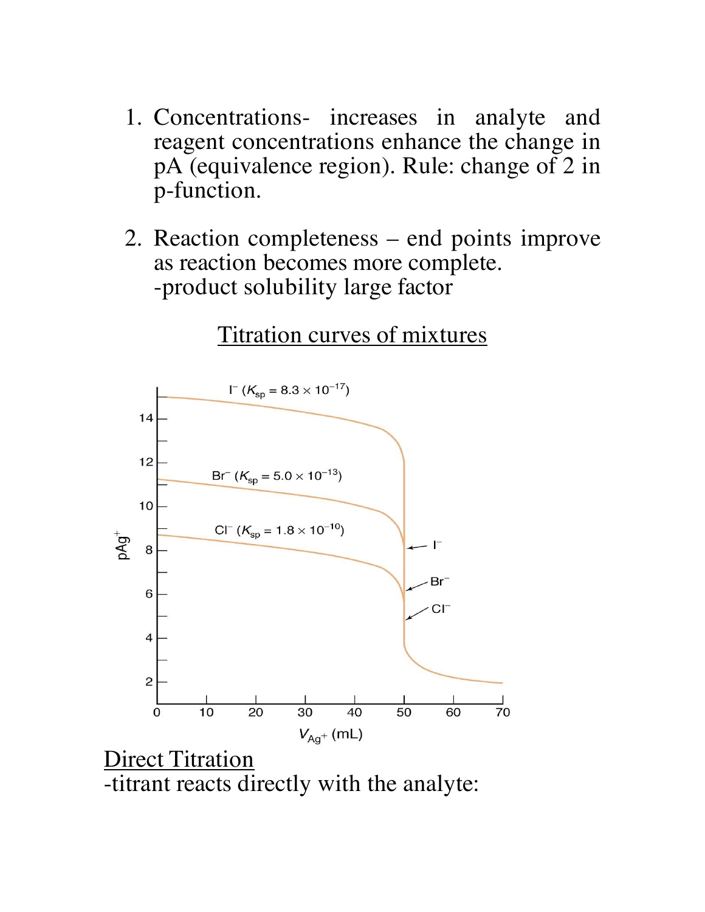1. Concentrations- increases in analyte and reagent concentrations enhance the change in pA (equivalence region). Rule: change of 2 in p-function.

2. Reaction completeness – end points improve as reaction becomes more complete.
   -product solubility large factor

<u>Titration curves of mixtures</u>

<u>Direct Titration</u>

-titrant reacts directly with the analyte: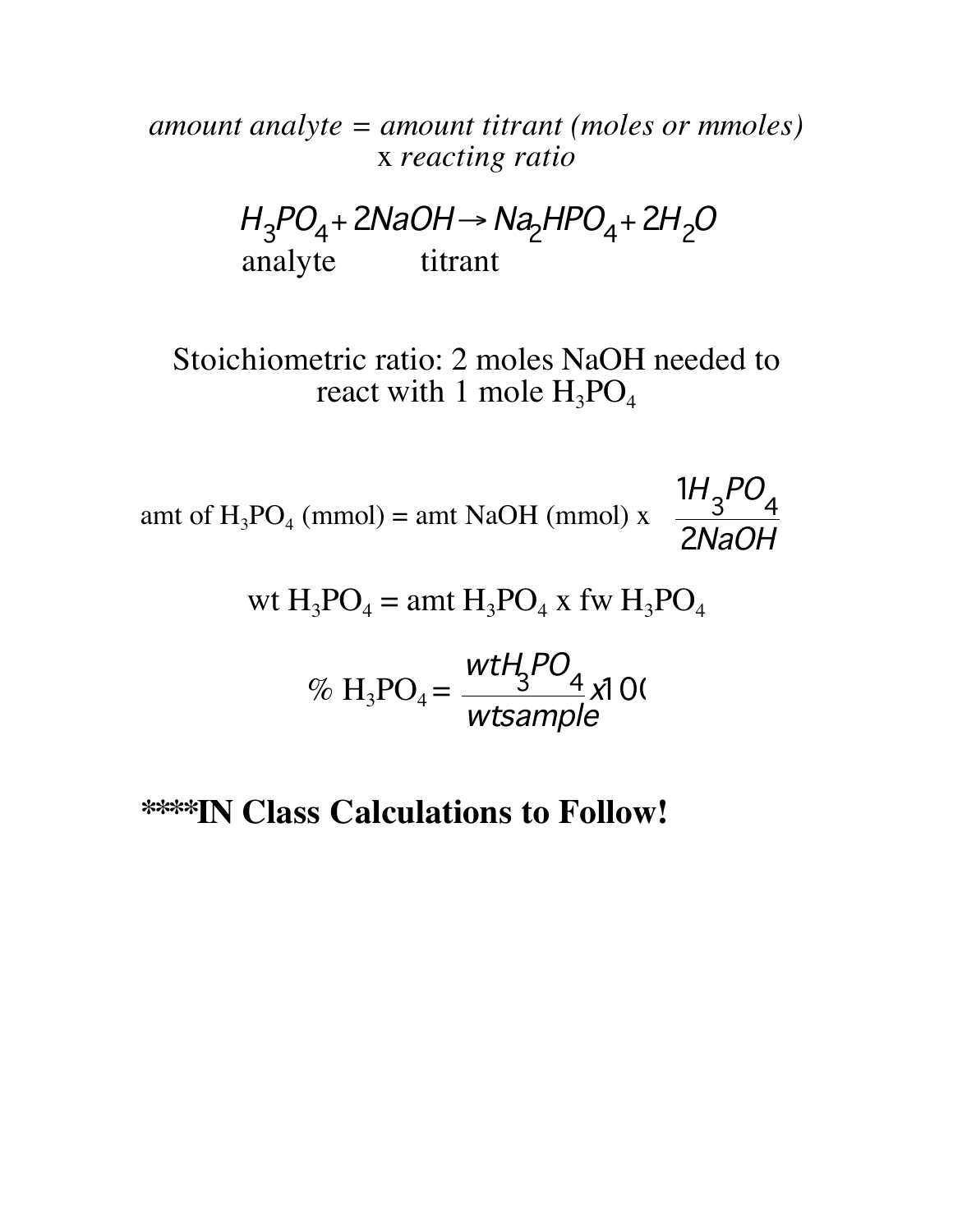*amount analyte = amount titrant (moles or mmoles) x reacting ratio*

$$H_3PO_4 + 2NaOH \rightarrow Na_2HPO_4 + 2H_2O$$

analyte titrant

Stoichiometric ratio: 2 moles NaOH needed to react with 1 mole $H_3PO_4$

$$\text{amt of } H_3PO_4 \text{ (mmol)} = \text{amt NaOH (mmol)} \times \frac{1H_3PO_4}{2NaOH}$$

$$\text{wt } H_3PO_4 = \text{amt } H_3PO_4 \times \text{fw } H_3PO_4$$

$$\% \ H_3PO_4 = \frac{wtH_3PO_4}{wtsample} x100$$

**\*\*\*\*IN Class Calculations to Follow!**